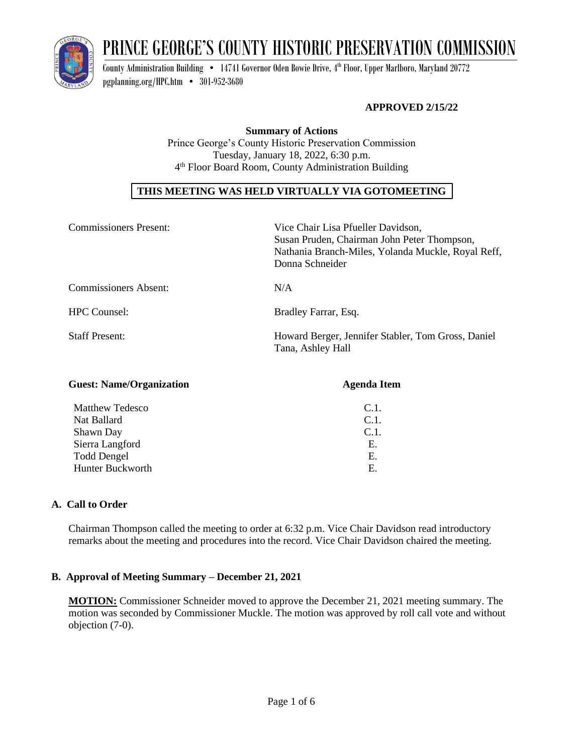# PRINCE GEORGE'S COUNTY HISTORIC PRESERVATION COMMISSION

County Administration Building • 14741 Governor Oden Bowie Drive, 4th Floor, Upper Marlboro, Maryland 20772
pgplanning.org/HPC.htm • 301-952-3680

**APPROVED 2/15/22**

**Summary of Actions**
Prince George's County Historic Preservation Commission
Tuesday, January 18, 2022, 6:30 p.m.
4th Floor Board Room, County Administration Building

**THIS MEETING WAS HELD VIRTUALLY VIA GOTOMEETING**

| | |
|---|---|
| Commissioners Present: | Vice Chair Lisa Pfueller Davidson, Susan Pruden, Chairman John Peter Thompson, Nathania Branch-Miles, Yolanda Muckle, Royal Reff, Donna Schneider |
| Commissioners Absent: | N/A |
| HPC Counsel: | Bradley Farrar, Esq. |
| Staff Present: | Howard Berger, Jennifer Stabler, Tom Gross, Daniel Tana, Ashley Hall |

| **Guest: Name/Organization** | **Agenda Item** |
|---|---|
| Matthew Tedesco | C.1. |
| Nat Ballard | C.1. |
| Shawn Day | C.1. |
| Sierra Langford | E. |
| Todd Dengel | E. |
| Hunter Buckworth | E. |

## A. Call to Order

Chairman Thompson called the meeting to order at 6:32 p.m. Vice Chair Davidson read introductory remarks about the meeting and procedures into the record. Vice Chair Davidson chaired the meeting.

## B. Approval of Meeting Summary – December 21, 2021

**MOTION:** Commissioner Schneider moved to approve the December 21, 2021 meeting summary. The motion was seconded by Commissioner Muckle. The motion was approved by roll call vote and without objection (7-0).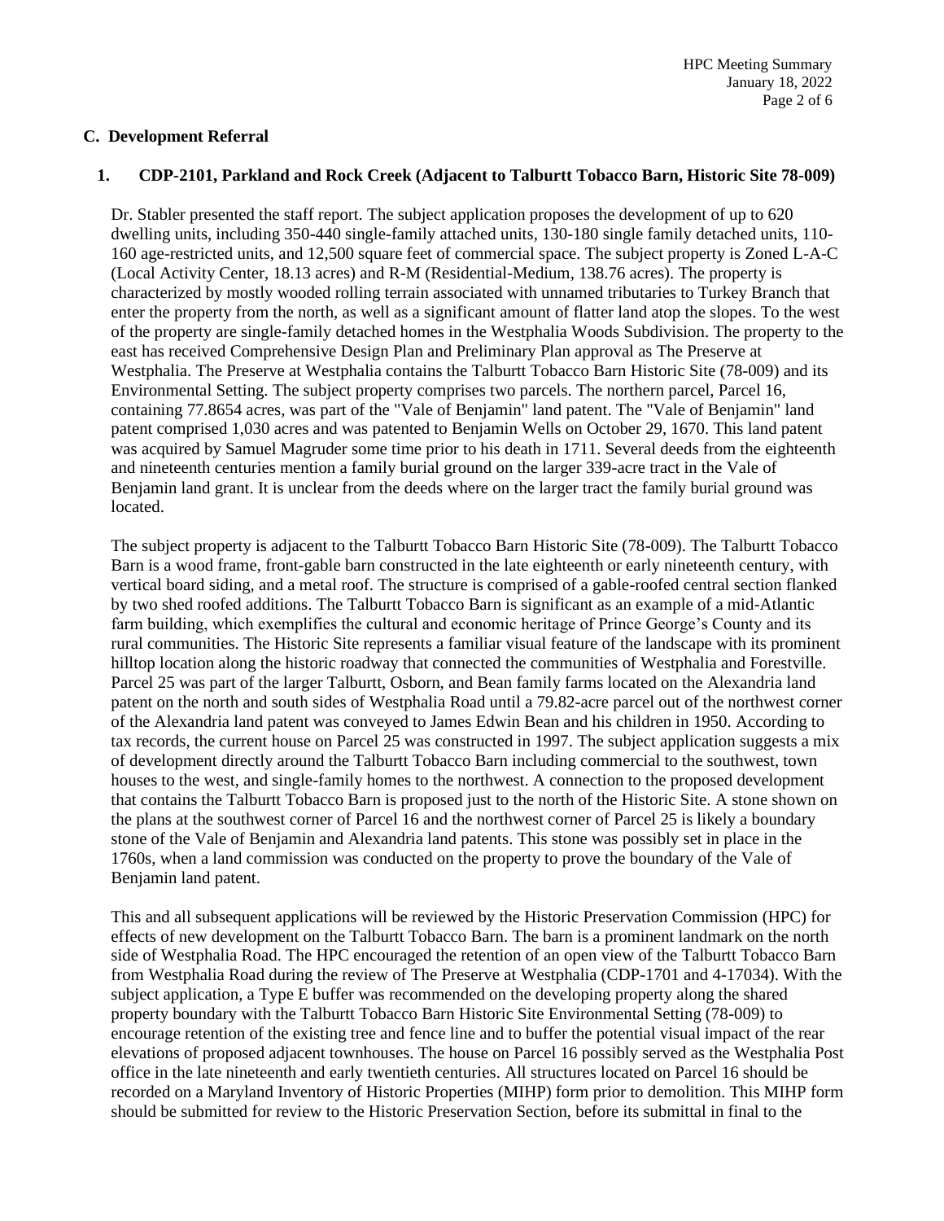## C. Development Referral

### 1. CDP-2101, Parkland and Rock Creek (Adjacent to Talburtt Tobacco Barn, Historic Site 78-009)

Dr. Stabler presented the staff report. The subject application proposes the development of up to 620 dwelling units, including 350-440 single-family attached units, 130-180 single family detached units, 110-160 age-restricted units, and 12,500 square feet of commercial space. The subject property is Zoned L-A-C (Local Activity Center, 18.13 acres) and R-M (Residential-Medium, 138.76 acres). The property is characterized by mostly wooded rolling terrain associated with unnamed tributaries to Turkey Branch that enter the property from the north, as well as a significant amount of flatter land atop the slopes. To the west of the property are single-family detached homes in the Westphalia Woods Subdivision. The property to the east has received Comprehensive Design Plan and Preliminary Plan approval as The Preserve at Westphalia. The Preserve at Westphalia contains the Talburtt Tobacco Barn Historic Site (78-009) and its Environmental Setting. The subject property comprises two parcels. The northern parcel, Parcel 16, containing 77.8654 acres, was part of the "Vale of Benjamin" land patent. The "Vale of Benjamin" land patent comprised 1,030 acres and was patented to Benjamin Wells on October 29, 1670. This land patent was acquired by Samuel Magruder some time prior to his death in 1711. Several deeds from the eighteenth and nineteenth centuries mention a family burial ground on the larger 339-acre tract in the Vale of Benjamin land grant. It is unclear from the deeds where on the larger tract the family burial ground was located.

The subject property is adjacent to the Talburtt Tobacco Barn Historic Site (78-009). The Talburtt Tobacco Barn is a wood frame, front-gable barn constructed in the late eighteenth or early nineteenth century, with vertical board siding, and a metal roof. The structure is comprised of a gable-roofed central section flanked by two shed roofed additions. The Talburtt Tobacco Barn is significant as an example of a mid-Atlantic farm building, which exemplifies the cultural and economic heritage of Prince George's County and its rural communities. The Historic Site represents a familiar visual feature of the landscape with its prominent hilltop location along the historic roadway that connected the communities of Westphalia and Forestville. Parcel 25 was part of the larger Talburtt, Osborn, and Bean family farms located on the Alexandria land patent on the north and south sides of Westphalia Road until a 79.82-acre parcel out of the northwest corner of the Alexandria land patent was conveyed to James Edwin Bean and his children in 1950. According to tax records, the current house on Parcel 25 was constructed in 1997. The subject application suggests a mix of development directly around the Talburtt Tobacco Barn including commercial to the southwest, town houses to the west, and single-family homes to the northwest. A connection to the proposed development that contains the Talburtt Tobacco Barn is proposed just to the north of the Historic Site. A stone shown on the plans at the southwest corner of Parcel 16 and the northwest corner of Parcel 25 is likely a boundary stone of the Vale of Benjamin and Alexandria land patents. This stone was possibly set in place in the 1760s, when a land commission was conducted on the property to prove the boundary of the Vale of Benjamin land patent.

This and all subsequent applications will be reviewed by the Historic Preservation Commission (HPC) for effects of new development on the Talburtt Tobacco Barn. The barn is a prominent landmark on the north side of Westphalia Road. The HPC encouraged the retention of an open view of the Talburtt Tobacco Barn from Westphalia Road during the review of The Preserve at Westphalia (CDP-1701 and 4-17034). With the subject application, a Type E buffer was recommended on the developing property along the shared property boundary with the Talburtt Tobacco Barn Historic Site Environmental Setting (78-009) to encourage retention of the existing tree and fence line and to buffer the potential visual impact of the rear elevations of proposed adjacent townhouses. The house on Parcel 16 possibly served as the Westphalia Post office in the late nineteenth and early twentieth centuries. All structures located on Parcel 16 should be recorded on a Maryland Inventory of Historic Properties (MIHP) form prior to demolition. This MIHP form should be submitted for review to the Historic Preservation Section, before its submittal in final to the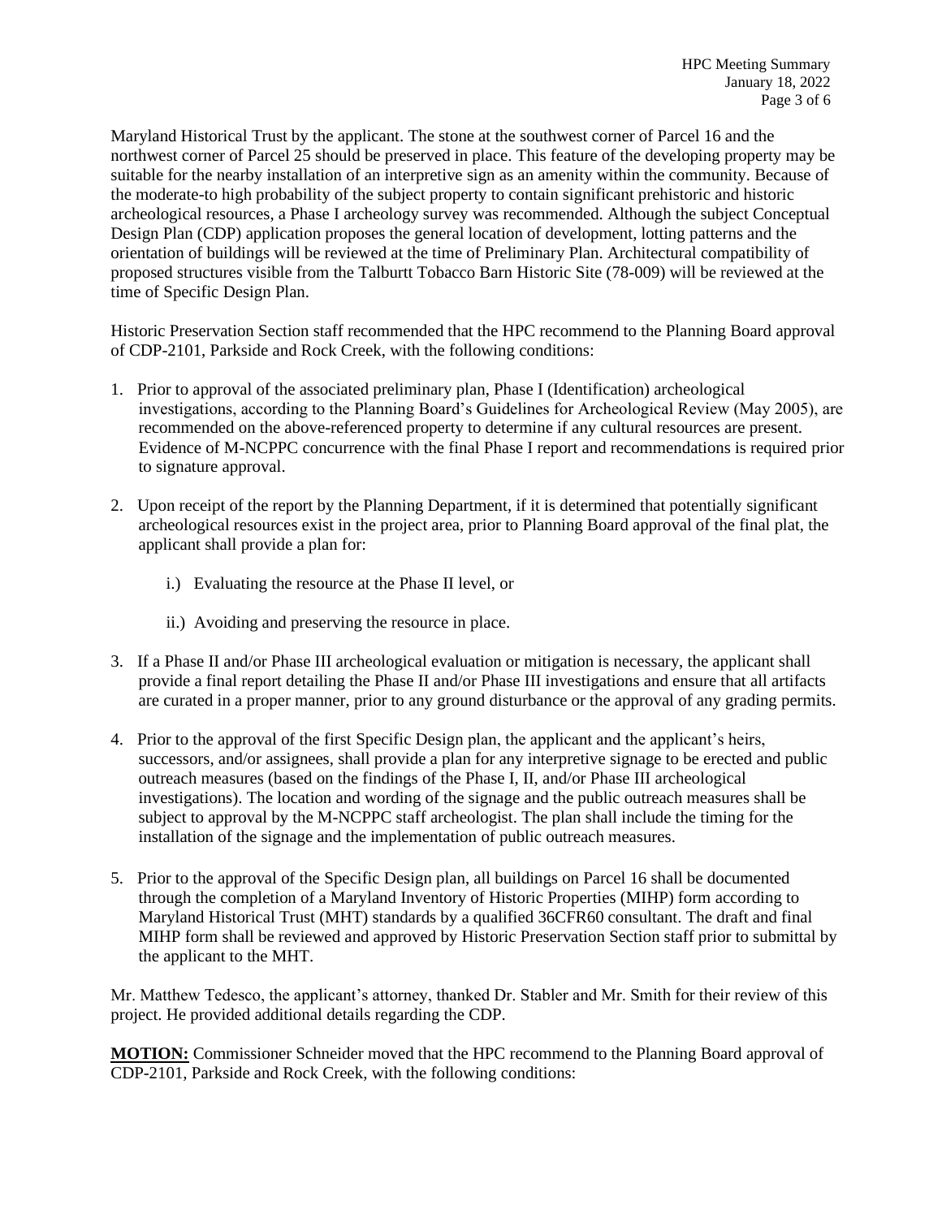Maryland Historical Trust by the applicant. The stone at the southwest corner of Parcel 16 and the northwest corner of Parcel 25 should be preserved in place. This feature of the developing property may be suitable for the nearby installation of an interpretive sign as an amenity within the community. Because of the moderate-to high probability of the subject property to contain significant prehistoric and historic archeological resources, a Phase I archeology survey was recommended. Although the subject Conceptual Design Plan (CDP) application proposes the general location of development, lotting patterns and the orientation of buildings will be reviewed at the time of Preliminary Plan. Architectural compatibility of proposed structures visible from the Talburtt Tobacco Barn Historic Site (78-009) will be reviewed at the time of Specific Design Plan.

Historic Preservation Section staff recommended that the HPC recommend to the Planning Board approval of CDP-2101, Parkside and Rock Creek, with the following conditions:

1. Prior to approval of the associated preliminary plan, Phase I (Identification) archeological investigations, according to the Planning Board's Guidelines for Archeological Review (May 2005), are recommended on the above-referenced property to determine if any cultural resources are present. Evidence of M-NCPPC concurrence with the final Phase I report and recommendations is required prior to signature approval.

2. Upon receipt of the report by the Planning Department, if it is determined that potentially significant archeological resources exist in the project area, prior to Planning Board approval of the final plat, the applicant shall provide a plan for:

   i.) Evaluating the resource at the Phase II level, or

   ii.) Avoiding and preserving the resource in place.

3. If a Phase II and/or Phase III archeological evaluation or mitigation is necessary, the applicant shall provide a final report detailing the Phase II and/or Phase III investigations and ensure that all artifacts are curated in a proper manner, prior to any ground disturbance or the approval of any grading permits.

4. Prior to the approval of the first Specific Design plan, the applicant and the applicant's heirs, successors, and/or assignees, shall provide a plan for any interpretive signage to be erected and public outreach measures (based on the findings of the Phase I, II, and/or Phase III archeological investigations). The location and wording of the signage and the public outreach measures shall be subject to approval by the M-NCPPC staff archeologist. The plan shall include the timing for the installation of the signage and the implementation of public outreach measures.

5. Prior to the approval of the Specific Design plan, all buildings on Parcel 16 shall be documented through the completion of a Maryland Inventory of Historic Properties (MIHP) form according to Maryland Historical Trust (MHT) standards by a qualified 36CFR60 consultant. The draft and final MIHP form shall be reviewed and approved by Historic Preservation Section staff prior to submittal by the applicant to the MHT.

Mr. Matthew Tedesco, the applicant's attorney, thanked Dr. Stabler and Mr. Smith for their review of this project. He provided additional details regarding the CDP.

**MOTION:** Commissioner Schneider moved that the HPC recommend to the Planning Board approval of CDP-2101, Parkside and Rock Creek, with the following conditions: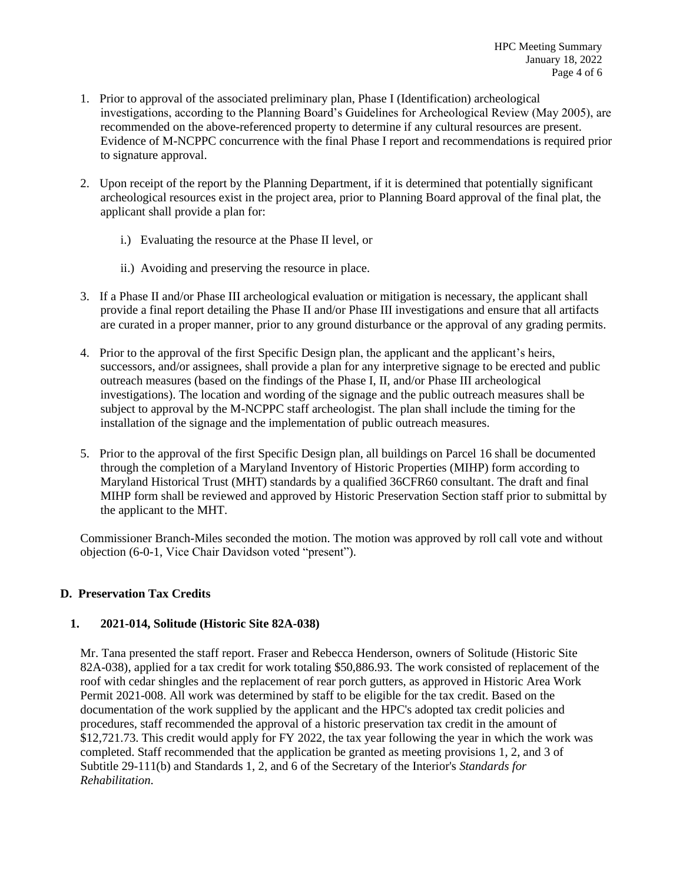1. Prior to approval of the associated preliminary plan, Phase I (Identification) archeological investigations, according to the Planning Board's Guidelines for Archeological Review (May 2005), are recommended on the above-referenced property to determine if any cultural resources are present. Evidence of M-NCPPC concurrence with the final Phase I report and recommendations is required prior to signature approval.

2. Upon receipt of the report by the Planning Department, if it is determined that potentially significant archeological resources exist in the project area, prior to Planning Board approval of the final plat, the applicant shall provide a plan for:

   i.) Evaluating the resource at the Phase II level, or

   ii.) Avoiding and preserving the resource in place.

3. If a Phase II and/or Phase III archeological evaluation or mitigation is necessary, the applicant shall provide a final report detailing the Phase II and/or Phase III investigations and ensure that all artifacts are curated in a proper manner, prior to any ground disturbance or the approval of any grading permits.

4. Prior to the approval of the first Specific Design plan, the applicant and the applicant's heirs, successors, and/or assignees, shall provide a plan for any interpretive signage to be erected and public outreach measures (based on the findings of the Phase I, II, and/or Phase III archeological investigations). The location and wording of the signage and the public outreach measures shall be subject to approval by the M-NCPPC staff archeologist. The plan shall include the timing for the installation of the signage and the implementation of public outreach measures.

5. Prior to the approval of the first Specific Design plan, all buildings on Parcel 16 shall be documented through the completion of a Maryland Inventory of Historic Properties (MIHP) form according to Maryland Historical Trust (MHT) standards by a qualified 36CFR60 consultant. The draft and final MIHP form shall be reviewed and approved by Historic Preservation Section staff prior to submittal by the applicant to the MHT.

Commissioner Branch-Miles seconded the motion. The motion was approved by roll call vote and without objection (6-0-1, Vice Chair Davidson voted "present").

## D. Preservation Tax Credits

### 1. 2021-014, Solitude (Historic Site 82A-038)

Mr. Tana presented the staff report. Fraser and Rebecca Henderson, owners of Solitude (Historic Site 82A-038), applied for a tax credit for work totaling $50,886.93. The work consisted of replacement of the roof with cedar shingles and the replacement of rear porch gutters, as approved in Historic Area Work Permit 2021-008. All work was determined by staff to be eligible for the tax credit. Based on the documentation of the work supplied by the applicant and the HPC's adopted tax credit policies and procedures, staff recommended the approval of a historic preservation tax credit in the amount of $12,721.73. This credit would apply for FY 2022, the tax year following the year in which the work was completed. Staff recommended that the application be granted as meeting provisions 1, 2, and 3 of Subtitle 29-111(b) and Standards 1, 2, and 6 of the Secretary of the Interior's *Standards for Rehabilitation*.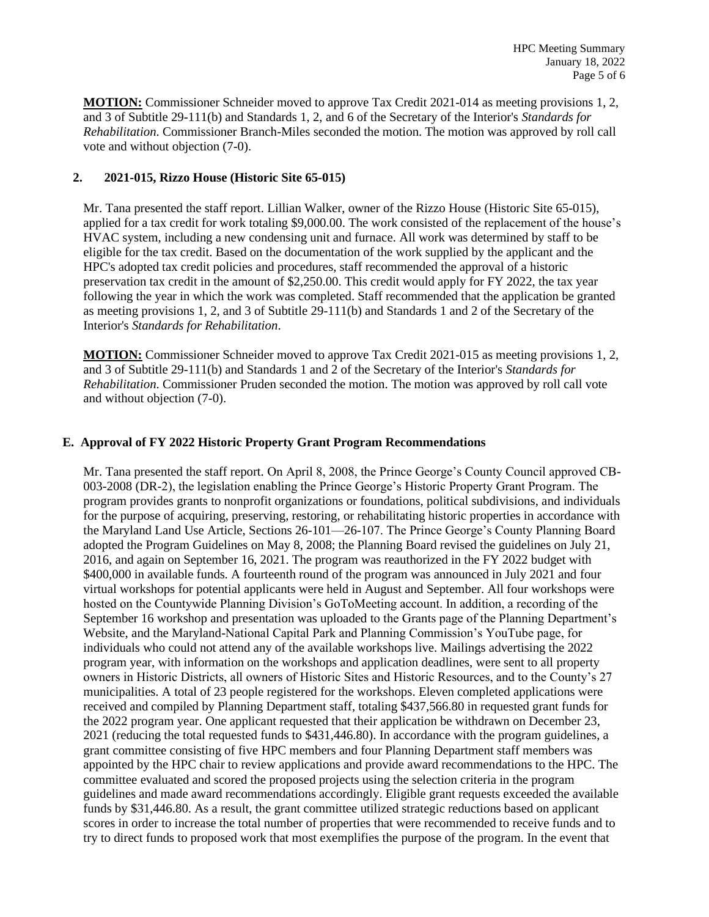**MOTION:** Commissioner Schneider moved to approve Tax Credit 2021-014 as meeting provisions 1, 2, and 3 of Subtitle 29-111(b) and Standards 1, 2, and 6 of the Secretary of the Interior's *Standards for Rehabilitation*. Commissioner Branch-Miles seconded the motion. The motion was approved by roll call vote and without objection (7-0).

**2. 2021-015, Rizzo House (Historic Site 65-015)**

Mr. Tana presented the staff report. Lillian Walker, owner of the Rizzo House (Historic Site 65-015), applied for a tax credit for work totaling $9,000.00. The work consisted of the replacement of the house's HVAC system, including a new condensing unit and furnace. All work was determined by staff to be eligible for the tax credit. Based on the documentation of the work supplied by the applicant and the HPC's adopted tax credit policies and procedures, staff recommended the approval of a historic preservation tax credit in the amount of $2,250.00. This credit would apply for FY 2022, the tax year following the year in which the work was completed. Staff recommended that the application be granted as meeting provisions 1, 2, and 3 of Subtitle 29-111(b) and Standards 1 and 2 of the Secretary of the Interior's *Standards for Rehabilitation*.

**MOTION:** Commissioner Schneider moved to approve Tax Credit 2021-015 as meeting provisions 1, 2, and 3 of Subtitle 29-111(b) and Standards 1 and 2 of the Secretary of the Interior's *Standards for Rehabilitation*. Commissioner Pruden seconded the motion. The motion was approved by roll call vote and without objection (7-0).

**E. Approval of FY 2022 Historic Property Grant Program Recommendations**

Mr. Tana presented the staff report. On April 8, 2008, the Prince George's County Council approved CB-003-2008 (DR-2), the legislation enabling the Prince George's Historic Property Grant Program. The program provides grants to nonprofit organizations or foundations, political subdivisions, and individuals for the purpose of acquiring, preserving, restoring, or rehabilitating historic properties in accordance with the Maryland Land Use Article, Sections 26-101—26-107. The Prince George's County Planning Board adopted the Program Guidelines on May 8, 2008; the Planning Board revised the guidelines on July 21, 2016, and again on September 16, 2021. The program was reauthorized in the FY 2022 budget with $400,000 in available funds. A fourteenth round of the program was announced in July 2021 and four virtual workshops for potential applicants were held in August and September. All four workshops were hosted on the Countywide Planning Division's GoToMeeting account. In addition, a recording of the September 16 workshop and presentation was uploaded to the Grants page of the Planning Department's Website, and the Maryland-National Capital Park and Planning Commission's YouTube page, for individuals who could not attend any of the available workshops live. Mailings advertising the 2022 program year, with information on the workshops and application deadlines, were sent to all property owners in Historic Districts, all owners of Historic Sites and Historic Resources, and to the County's 27 municipalities. A total of 23 people registered for the workshops. Eleven completed applications were received and compiled by Planning Department staff, totaling $437,566.80 in requested grant funds for the 2022 program year. One applicant requested that their application be withdrawn on December 23, 2021 (reducing the total requested funds to $431,446.80). In accordance with the program guidelines, a grant committee consisting of five HPC members and four Planning Department staff members was appointed by the HPC chair to review applications and provide award recommendations to the HPC. The committee evaluated and scored the proposed projects using the selection criteria in the program guidelines and made award recommendations accordingly. Eligible grant requests exceeded the available funds by $31,446.80. As a result, the grant committee utilized strategic reductions based on applicant scores in order to increase the total number of properties that were recommended to receive funds and to try to direct funds to proposed work that most exemplifies the purpose of the program. In the event that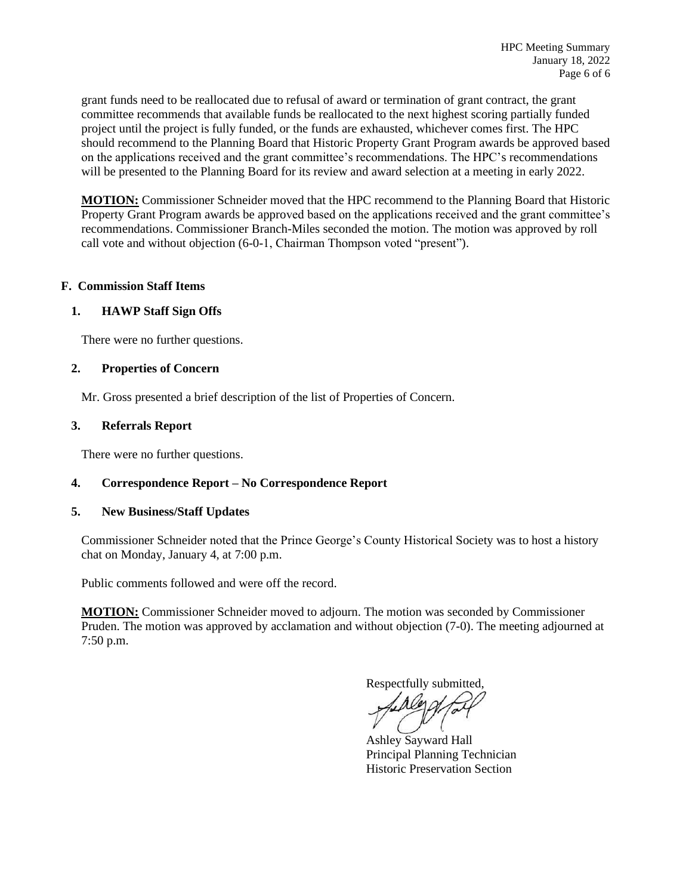grant funds need to be reallocated due to refusal of award or termination of grant contract, the grant committee recommends that available funds be reallocated to the next highest scoring partially funded project until the project is fully funded, or the funds are exhausted, whichever comes first. The HPC should recommend to the Planning Board that Historic Property Grant Program awards be approved based on the applications received and the grant committee's recommendations. The HPC's recommendations will be presented to the Planning Board for its review and award selection at a meeting in early 2022.

**MOTION:** Commissioner Schneider moved that the HPC recommend to the Planning Board that Historic Property Grant Program awards be approved based on the applications received and the grant committee's recommendations. Commissioner Branch-Miles seconded the motion. The motion was approved by roll call vote and without objection (6-0-1, Chairman Thompson voted "present").

## F. Commission Staff Items

### 1. HAWP Staff Sign Offs

There were no further questions.

### 2. Properties of Concern

Mr. Gross presented a brief description of the list of Properties of Concern.

### 3. Referrals Report

There were no further questions.

### 4. Correspondence Report – No Correspondence Report

### 5. New Business/Staff Updates

Commissioner Schneider noted that the Prince George's County Historical Society was to host a history chat on Monday, January 4, at 7:00 p.m.

Public comments followed and were off the record.

**MOTION:** Commissioner Schneider moved to adjourn. The motion was seconded by Commissioner Pruden. The motion was approved by acclamation and without objection (7-0). The meeting adjourned at 7:50 p.m.

Respectfully submitted,

Ashley Sayward Hall
Principal Planning Technician
Historic Preservation Section